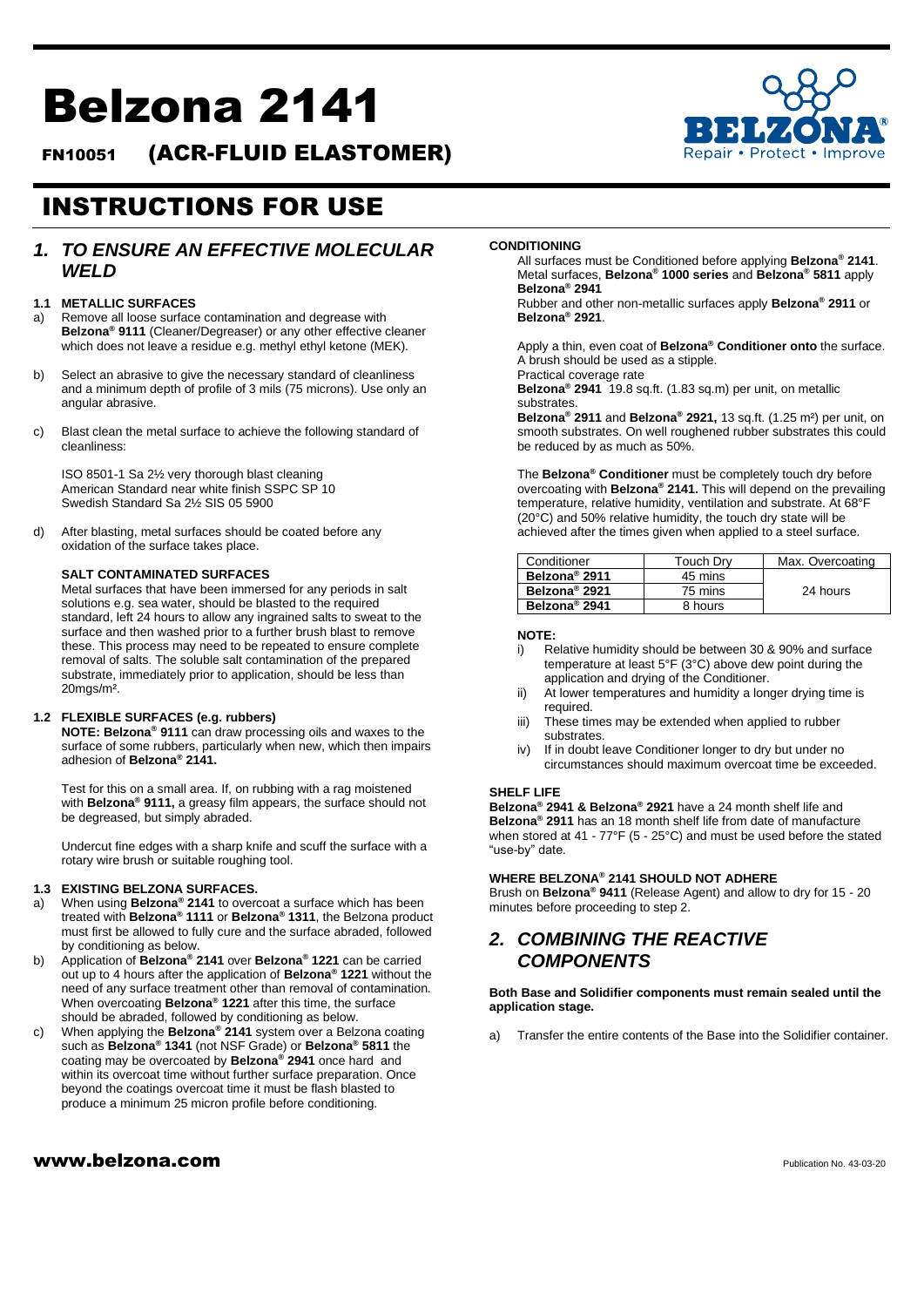# Belzona 2141

## FN10051 (ACR-FLUID ELASTOMER)

# INSTRUCTIONS FOR USE

## 1. TO ENSURE AN EFFECTIVE MOLECULAR WELD

### 1.1 METALLIC SURFACES

a) Remove all loose surface contamination and degrease with **Belzona® 9111** (Cleaner/Degreaser) or any other effective cleaner which does not leave a residue e.g. methyl ethyl ketone (MEK).

b) Select an abrasive to give the necessary standard of cleanliness and a minimum depth of profile of 3 mils (75 microns). Use only an angular abrasive.

c) Blast clean the metal surface to achieve the following standard of cleanliness:

   ISO 8501-1 Sa 2½ very thorough blast cleaning
   American Standard near white finish SSPC SP 10
   Swedish Standard Sa 2½ SIS 05 5900

d) After blasting, metal surfaces should be coated before any oxidation of the surface takes place.

**SALT CONTAMINATED SURFACES**

Metal surfaces that have been immersed for any periods in salt solutions e.g. sea water, should be blasted to the required standard, left 24 hours to allow any ingrained salts to sweat to the surface and then washed prior to a further brush blast to remove these. This process may need to be repeated to ensure complete removal of salts. The soluble salt contamination of the prepared substrate, immediately prior to application, should be less than 20mgs/m².

### 1.2 FLEXIBLE SURFACES (e.g. rubbers)

**NOTE: Belzona® 9111** can draw processing oils and waxes to the surface of some rubbers, particularly when new, which then impairs adhesion of **Belzona® 2141.**

Test for this on a small area. If, on rubbing with a rag moistened with **Belzona® 9111,** a greasy film appears, the surface should not be degreased, but simply abraded.

Undercut fine edges with a sharp knife and scuff the surface with a rotary wire brush or suitable roughing tool.

### 1.3 EXISTING BELZONA SURFACES.

a) When using **Belzona® 2141** to overcoat a surface which has been treated with **Belzona® 1111** or **Belzona® 1311**, the Belzona product must first be allowed to fully cure and the surface abraded, followed by conditioning as below.

b) Application of **Belzona® 2141** over **Belzona® 1221** can be carried out up to 4 hours after the application of **Belzona® 1221** without the need of any surface treatment other than removal of contamination. When overcoating **Belzona® 1221** after this time, the surface should be abraded, followed by conditioning as below.

c) When applying the **Belzona® 2141** system over a Belzona coating such as **Belzona® 1341** (not NSF Grade) or **Belzona® 5811** the coating may be overcoated by **Belzona® 2941** once hard and within its overcoat time without further surface preparation. Once beyond the coatings overcoat time it must be flash blasted to produce a minimum 25 micron profile before conditioning.

**CONDITIONING**

All surfaces must be Conditioned before applying **Belzona® 2141**. Metal surfaces, **Belzona® 1000 series** and **Belzona® 5811** apply **Belzona® 2941**

Rubber and other non-metallic surfaces apply **Belzona® 2911** or **Belzona® 2921**.

Apply a thin, even coat of **Belzona® Conditioner onto** the surface. A brush should be used as a stipple.

Practical coverage rate

**Belzona® 2941** 19.8 sq.ft. (1.83 sq.m) per unit, on metallic substrates.

**Belzona® 2911** and **Belzona® 2921,** 13 sq.ft. (1.25 m²) per unit, on smooth substrates. On well roughened rubber substrates this could be reduced by as much as 50%.

The **Belzona® Conditioner** must be completely touch dry before overcoating with **Belzona® 2141.** This will depend on the prevailing temperature, relative humidity, ventilation and substrate. At 68°F (20°C) and 50% relative humidity, the touch dry state will be achieved after the times given when applied to a steel surface.

| Conditioner | Touch Dry | Max. Overcoating |
|---|---|---|
| **Belzona® 2911** | 45 mins | 24 hours |
| **Belzona® 2921** | 75 mins | |
| **Belzona® 2941** | 8 hours | |

**NOTE:**

i) Relative humidity should be between 30 & 90% and surface temperature at least 5°F (3°C) above dew point during the application and drying of the Conditioner.

ii) At lower temperatures and humidity a longer drying time is required.

iii) These times may be extended when applied to rubber substrates.

iv) If in doubt leave Conditioner longer to dry but under no circumstances should maximum overcoat time be exceeded.

**SHELF LIFE**

**Belzona® 2941 & Belzona® 2921** have a 24 month shelf life and **Belzona® 2911** has an 18 month shelf life from date of manufacture when stored at 41 - 77°F (5 - 25°C) and must be used before the stated "use-by" date.

**WHERE BELZONA® 2141 SHOULD NOT ADHERE**

Brush on **Belzona® 9411** (Release Agent) and allow to dry for 15 - 20 minutes before proceeding to step 2.

## 2. COMBINING THE REACTIVE COMPONENTS

**Both Base and Solidifier components must remain sealed until the application stage.**

a) Transfer the entire contents of the Base into the Solidifier container.

www.belzona.com

Publication No. 43-03-20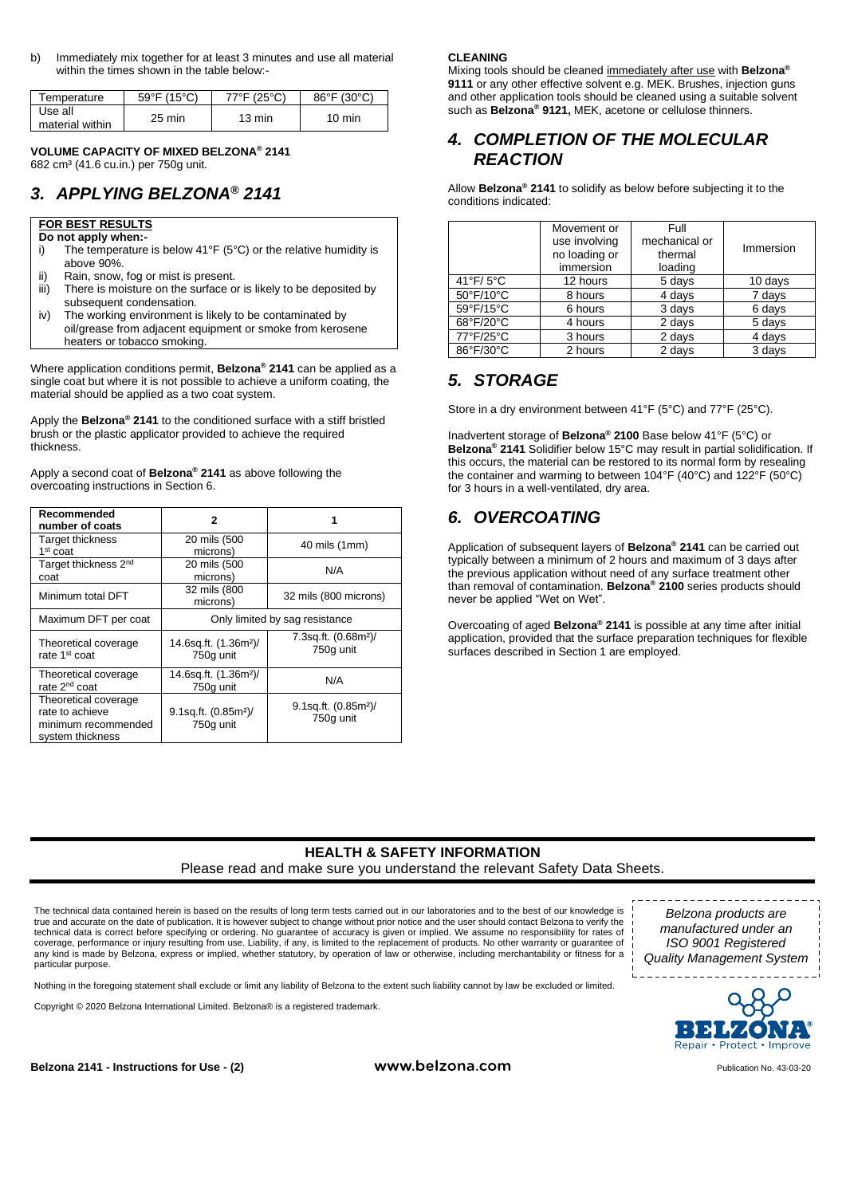b) Immediately mix together for at least 3 minutes and use all material within the times shown in the table below:-

| Temperature | 59°F (15°C) | 77°F (25°C) | 86°F (30°C) |
|---|---|---|---|
| Use all material within | 25 min | 13 min | 10 min |

**VOLUME CAPACITY OF MIXED BELZONA® 2141**
682 cm³ (41.6 cu.in.) per 750g unit.

## *3. APPLYING BELZONA® 2141*

**FOR BEST RESULTS**
**Do not apply when:-**

i) The temperature is below 41°F (5°C) or the relative humidity is above 90%.
ii) Rain, snow, fog or mist is present.
iii) There is moisture on the surface or is likely to be deposited by subsequent condensation.
iv) The working environment is likely to be contaminated by oil/grease from adjacent equipment or smoke from kerosene heaters or tobacco smoking.

Where application conditions permit, **Belzona® 2141** can be applied as a single coat but where it is not possible to achieve a uniform coating, the material should be applied as a two coat system.

Apply the **Belzona® 2141** to the conditioned surface with a stiff bristled brush or the plastic applicator provided to achieve the required thickness.

Apply a second coat of **Belzona® 2141** as above following the overcoating instructions in Section 6.

| Recommended number of coats | 2 | 1 |
|---|---|---|
| Target thickness 1st coat | 20 mils (500 microns) | 40 mils (1mm) |
| Target thickness 2nd coat | 20 mils (500 microns) | N/A |
| Minimum total DFT | 32 mils (800 microns) | 32 mils (800 microns) |
| Maximum DFT per coat | Only limited by sag resistance | |
| Theoretical coverage rate 1st coat | 14.6sq.ft. (1.36m²)/ 750g unit | 7.3sq.ft. (0.68m²)/ 750g unit |
| Theoretical coverage rate 2nd coat | 14.6sq.ft. (1.36m²)/ 750g unit | N/A |
| Theoretical coverage rate to achieve minimum recommended system thickness | 9.1sq.ft. (0.85m²)/ 750g unit | 9.1sq.ft. (0.85m²)/ 750g unit |

**CLEANING**
Mixing tools should be cleaned immediately after use with **Belzona® 9111** or any other effective solvent e.g. MEK. Brushes, injection guns and other application tools should be cleaned using a suitable solvent such as **Belzona® 9121,** MEK, acetone or cellulose thinners.

## *4. COMPLETION OF THE MOLECULAR REACTION*

Allow **Belzona® 2141** to solidify as below before subjecting it to the conditions indicated:

| | Movement or use involving no loading or immersion | Full mechanical or thermal loading | Immersion |
|---|---|---|---|
| 41°F/ 5°C | 12 hours | 5 days | 10 days |
| 50°F/10°C | 8 hours | 4 days | 7 days |
| 59°F/15°C | 6 hours | 3 days | 6 days |
| 68°F/20°C | 4 hours | 2 days | 5 days |
| 77°F/25°C | 3 hours | 2 days | 4 days |
| 86°F/30°C | 2 hours | 2 days | 3 days |

## *5. STORAGE*

Store in a dry environment between 41°F (5°C) and 77°F (25°C).

Inadvertent storage of **Belzona® 2100** Base below 41°F (5°C) or **Belzona® 2141** Solidifier below 15°C may result in partial solidification. If this occurs, the material can be restored to its normal form by resealing the container and warming to between 104°F (40°C) and 122°F (50°C) for 3 hours in a well-ventilated, dry area.

## *6. OVERCOATING*

Application of subsequent layers of **Belzona® 2141** can be carried out typically between a minimum of 2 hours and maximum of 3 days after the previous application without need of any surface treatment other than removal of contamination. **Belzona® 2100** series products should never be applied "Wet on Wet".

Overcoating of aged **Belzona® 2141** is possible at any time after initial application, provided that the surface preparation techniques for flexible surfaces described in Section 1 are employed.

**HEALTH & SAFETY INFORMATION**
Please read and make sure you understand the relevant Safety Data Sheets.

The technical data contained herein is based on the results of long term tests carried out in our laboratories and to the best of our knowledge is true and accurate on the date of publication. It is however subject to change without prior notice and the user should contact Belzona to verify the technical data is correct before specifying or ordering. No guarantee of accuracy is given or implied. We assume no responsibility for rates of coverage, performance or injury resulting from use. Liability, if any, is limited to the replacement of products. No other warranty or guarantee of any kind is made by Belzona, express or implied, whether statutory, by operation of law or otherwise, including merchantability or fitness for a particular purpose.

*Belzona products are manufactured under an ISO 9001 Registered Quality Management System*

Nothing in the foregoing statement shall exclude or limit any liability of Belzona to the extent such liability cannot by law be excluded or limited.

Copyright © 2020 Belzona International Limited. Belzona® is a registered trademark.

BELZONA® Repair • Protect • Improve

**Belzona 2141 - Instructions for Use - (2)** www.belzona.com Publication No. 43-03-20